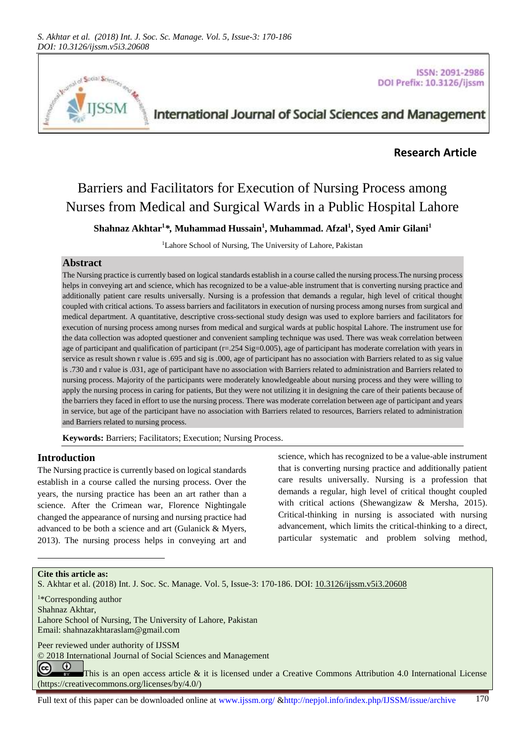**Research Article**

# Barriers and Facilitators for Execution of Nursing Process among Nurses from Medical and Surgical Wards in a Public Hospital Lahore

**Shahnaz Akhtar[1]*, Muhammad Hussain[1], Muhammad. Afzal[1], Syed Amir Gilani[1]**

[1]Lahore School of Nursing, The University of Lahore, Pakistan

## Abstract

The Nursing practice is currently based on logical standards establish in a course called the nursing process.The nursing process helps in conveying art and science, which has recognized to be a value-able instrument that is converting nursing practice and additionally patient care results universally. Nursing is a profession that demands a regular, high level of critical thought coupled with critical actions. To assess barriers and facilitators in execution of nursing process among nurses from surgical and medical department. A quantitative, descriptive cross-sectional study design was used to explore barriers and facilitators for execution of nursing process among nurses from medical and surgical wards at public hospital Lahore. The instrument use for the data collection was adopted questioner and convenient sampling technique was used. There was weak correlation between age of participant and qualification of participant (r=.254 Sig=0.005), age of participant has moderate correlation with years in service as result shown r value is .695 and sig is .000, age of participant has no association with Barriers related to as sig value is .730 and r value is .031, age of participant have no association with Barriers related to administration and Barriers related to nursing process. Majority of the participants were moderately knowledgeable about nursing process and they were willing to apply the nursing process in caring for patients, But they were not utilizing it in designing the care of their patients because of the barriers they faced in effort to use the nursing process. There was moderate correlation between age of participant and years in service, but age of the participant have no association with Barriers related to resources, Barriers related to administration and Barriers related to nursing process.

**Keywords:** Barriers; Facilitators; Execution; Nursing Process.

## Introduction

The Nursing practice is currently based on logical standards establish in a course called the nursing process. Over the years, the nursing practice has been an art rather than a science. After the Crimean war, Florence Nightingale changed the appearance of nursing and nursing practice had advanced to be both a science and art (Gulanick & Myers, 2013). The nursing process helps in conveying art and science, which has recognized to be a value-able instrument that is converting nursing practice and additionally patient care results universally. Nursing is a profession that demands a regular, high level of critical thought coupled with critical actions (Shewangizaw & Mersha, 2015). Critical-thinking in nursing is associated with nursing advancement, which limits the critical-thinking to a direct, particular systematic and problem solving method,

**Cite this article as:**
S. Akhtar et al. (2018) Int. J. Soc. Sc. Manage. Vol. 5, Issue-3: 170-186. DOI: 10.3126/ijssm.v5i3.20608

[1]*Corresponding author
Shahnaz Akhtar,
Lahore School of Nursing, The University of Lahore, Pakistan
Email: shahnazakhtaraslam@gmail.com

Peer reviewed under authority of IJSSM
© 2018 International Journal of Social Sciences and Management

This is an open access article & it is licensed under a Creative Commons Attribution 4.0 International License (https://creativecommons.org/licenses/by/4.0/)

Full text of this paper can be downloaded online at www.ijssm.org/ &http://nepjol.info/index.php/IJSSM/issue/archive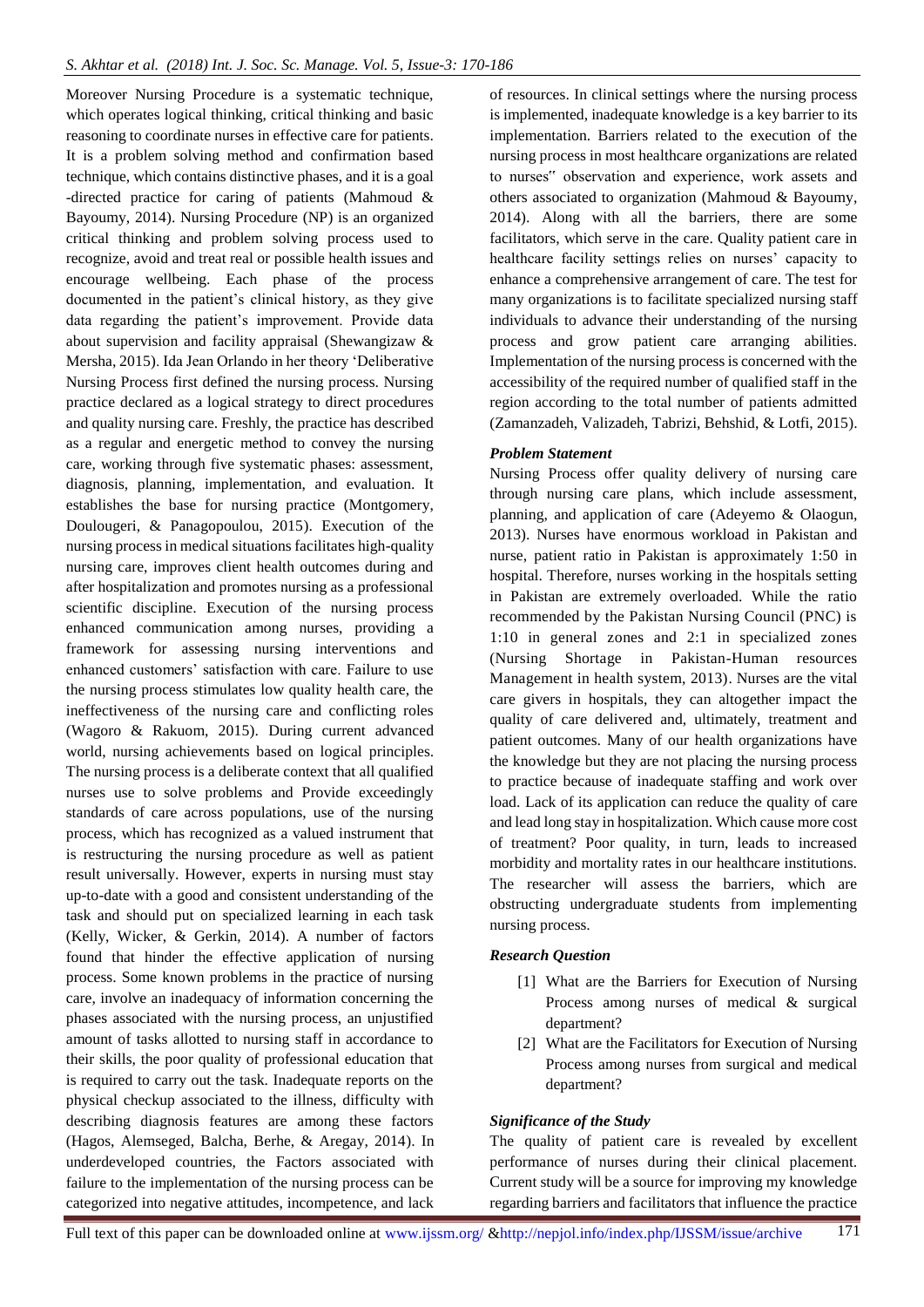Moreover Nursing Procedure is a systematic technique, which operates logical thinking, critical thinking and basic reasoning to coordinate nurses in effective care for patients. It is a problem solving method and confirmation based technique, which contains distinctive phases, and it is a goal -directed practice for caring of patients (Mahmoud & Bayoumy, 2014). Nursing Procedure (NP) is an organized critical thinking and problem solving process used to recognize, avoid and treat real or possible health issues and encourage wellbeing. Each phase of the process documented in the patient's clinical history, as they give data regarding the patient's improvement. Provide data about supervision and facility appraisal (Shewangizaw & Mersha, 2015). Ida Jean Orlando in her theory 'Deliberative Nursing Process first defined the nursing process. Nursing practice declared as a logical strategy to direct procedures and quality nursing care. Freshly, the practice has described as a regular and energetic method to convey the nursing care, working through five systematic phases: assessment, diagnosis, planning, implementation, and evaluation. It establishes the base for nursing practice (Montgomery, Doulougeri, & Panagopoulou, 2015). Execution of the nursing process in medical situations facilitates high-quality nursing care, improves client health outcomes during and after hospitalization and promotes nursing as a professional scientific discipline. Execution of the nursing process enhanced communication among nurses, providing a framework for assessing nursing interventions and enhanced customers' satisfaction with care. Failure to use the nursing process stimulates low quality health care, the ineffectiveness of the nursing care and conflicting roles (Wagoro & Rakuom, 2015). During current advanced world, nursing achievements based on logical principles. The nursing process is a deliberate context that all qualified nurses use to solve problems and Provide exceedingly standards of care across populations, use of the nursing process, which has recognized as a valued instrument that is restructuring the nursing procedure as well as patient result universally. However, experts in nursing must stay up-to-date with a good and consistent understanding of the task and should put on specialized learning in each task (Kelly, Wicker, & Gerkin, 2014). A number of factors found that hinder the effective application of nursing process. Some known problems in the practice of nursing care, involve an inadequacy of information concerning the phases associated with the nursing process, an unjustified amount of tasks allotted to nursing staff in accordance to their skills, the poor quality of professional education that is required to carry out the task. Inadequate reports on the physical checkup associated to the illness, difficulty with describing diagnosis features are among these factors (Hagos, Alemseged, Balcha, Berhe, & Aregay, 2014). In underdeveloped countries, the Factors associated with failure to the implementation of the nursing process can be categorized into negative attitudes, incompetence, and lack of resources. In clinical settings where the nursing process is implemented, inadequate knowledge is a key barrier to its implementation. Barriers related to the execution of the nursing process in most healthcare organizations are related to nurses" observation and experience, work assets and others associated to organization (Mahmoud & Bayoumy, 2014). Along with all the barriers, there are some facilitators, which serve in the care. Quality patient care in healthcare facility settings relies on nurses' capacity to enhance a comprehensive arrangement of care. The test for many organizations is to facilitate specialized nursing staff individuals to advance their understanding of the nursing process and grow patient care arranging abilities. Implementation of the nursing process is concerned with the accessibility of the required number of qualified staff in the region according to the total number of patients admitted (Zamanzadeh, Valizadeh, Tabrizi, Behshid, & Lotfi, 2015).

### *Problem Statement*

Nursing Process offer quality delivery of nursing care through nursing care plans, which include assessment, planning, and application of care (Adeyemo & Olaogun, 2013). Nurses have enormous workload in Pakistan and nurse, patient ratio in Pakistan is approximately 1:50 in hospital. Therefore, nurses working in the hospitals setting in Pakistan are extremely overloaded. While the ratio recommended by the Pakistan Nursing Council (PNC) is 1:10 in general zones and 2:1 in specialized zones (Nursing Shortage in Pakistan-Human resources Management in health system, 2013). Nurses are the vital care givers in hospitals, they can altogether impact the quality of care delivered and, ultimately, treatment and patient outcomes. Many of our health organizations have the knowledge but they are not placing the nursing process to practice because of inadequate staffing and work over load. Lack of its application can reduce the quality of care and lead long stay in hospitalization. Which cause more cost of treatment? Poor quality, in turn, leads to increased morbidity and mortality rates in our healthcare institutions. The researcher will assess the barriers, which are obstructing undergraduate students from implementing nursing process.

### *Research Question*

[1] What are the Barriers for Execution of Nursing Process among nurses of medical & surgical department?

[2] What are the Facilitators for Execution of Nursing Process among nurses from surgical and medical department?

### *Significance of the Study*

The quality of patient care is revealed by excellent performance of nurses during their clinical placement. Current study will be a source for improving my knowledge regarding barriers and facilitators that influence the practice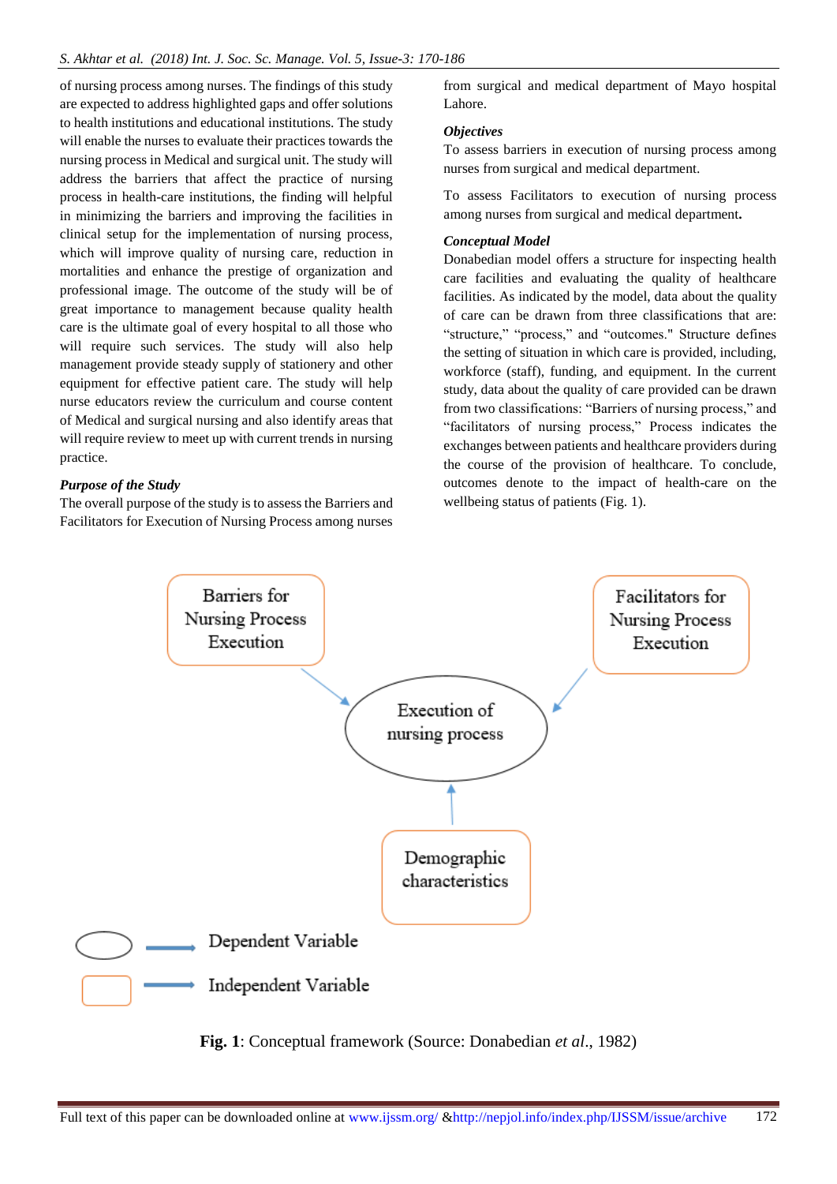of nursing process among nurses. The findings of this study are expected to address highlighted gaps and offer solutions to health institutions and educational institutions. The study will enable the nurses to evaluate their practices towards the nursing process in Medical and surgical unit. The study will address the barriers that affect the practice of nursing process in health-care institutions, the finding will helpful in minimizing the barriers and improving the facilities in clinical setup for the implementation of nursing process, which will improve quality of nursing care, reduction in mortalities and enhance the prestige of organization and professional image. The outcome of the study will be of great importance to management because quality health care is the ultimate goal of every hospital to all those who will require such services. The study will also help management provide steady supply of stationery and other equipment for effective patient care. The study will help nurse educators review the curriculum and course content of Medical and surgical nursing and also identify areas that will require review to meet up with current trends in nursing practice.

### *Purpose of the Study*

The overall purpose of the study is to assess the Barriers and Facilitators for Execution of Nursing Process among nurses from surgical and medical department of Mayo hospital Lahore.

### *Objectives*

To assess barriers in execution of nursing process among nurses from surgical and medical department.

To assess Facilitators to execution of nursing process among nurses from surgical and medical department.

### *Conceptual Model*

Donabedian model offers a structure for inspecting health care facilities and evaluating the quality of healthcare facilities. As indicated by the model, data about the quality of care can be drawn from three classifications that are: "structure," "process," and "outcomes." Structure defines the setting of situation in which care is provided, including, workforce (staff), funding, and equipment. In the current study, data about the quality of care provided can be drawn from two classifications: "Barriers of nursing process," and "facilitators of nursing process," Process indicates the exchanges between patients and healthcare providers during the course of the provision of healthcare. To conclude, outcomes denote to the impact of health-care on the wellbeing status of patients (Fig. 1).

Barriers for Nursing Process Execution

Facilitators for Nursing Process Execution

Execution of nursing process

Demographic characteristics

Dependent Variable

Independent Variable

**Fig. 1**: Conceptual framework (Source: Donabedian *et al*., 1982)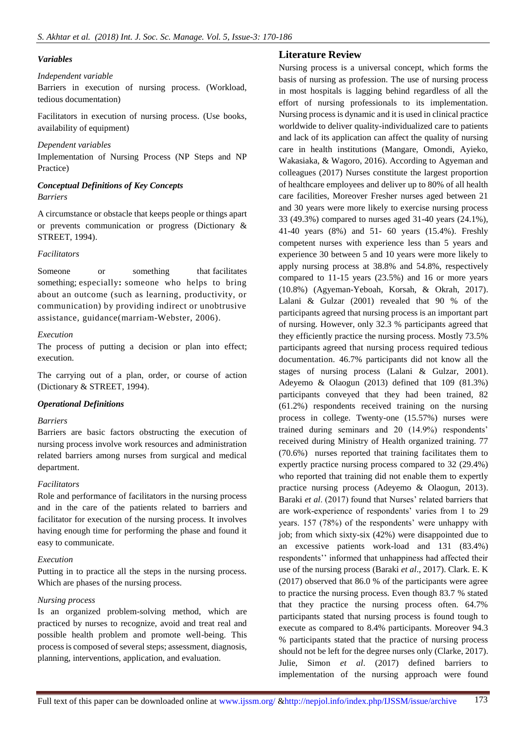### *Variables*

*Independent variable*

Barriers in execution of nursing process. (Workload, tedious documentation)

Facilitators in execution of nursing process. (Use books, availability of equipment)

*Dependent variables*

Implementation of Nursing Process (NP Steps and NP Practice)

### *Conceptual Definitions of Key Concepts*

*Barriers*

A circumstance or obstacle that keeps people or things apart or prevents communication or progress (Dictionary & STREET, 1994).

*Facilitators*

Someone or something that facilitates something; especially**:** someone who helps to bring about an outcome (such as learning, productivity, or communication) by providing indirect or unobtrusive assistance, guidance(marriam-Webster, 2006).

*Execution*

The process of putting a decision or plan into effect; execution.

The carrying out of a plan, order, or course of action (Dictionary & STREET, 1994).

### *Operational Definitions*

*Barriers*

Barriers are basic factors obstructing the execution of nursing process involve work resources and administration related barriers among nurses from surgical and medical department.

*Facilitators*

Role and performance of facilitators in the nursing process and in the care of the patients related to barriers and facilitator for execution of the nursing process. It involves having enough time for performing the phase and found it easy to communicate.

*Execution*

Putting in to practice all the steps in the nursing process. Which are phases of the nursing process.

*Nursing process*

Is an organized problem-solving method, which are practiced by nurses to recognize, avoid and treat real and possible health problem and promote well-being. This process is composed of several steps; assessment, diagnosis, planning, interventions, application, and evaluation.

## Literature Review

Nursing process is a universal concept, which forms the basis of nursing as profession. The use of nursing process in most hospitals is lagging behind regardless of all the effort of nursing professionals to its implementation. Nursing process is dynamic and it is used in clinical practice worldwide to deliver quality-individualized care to patients and lack of its application can affect the quality of nursing care in health institutions (Mangare, Omondi, Ayieko, Wakasiaka, & Wagoro, 2016). According to Agyeman and colleagues (2017) Nurses constitute the largest proportion of healthcare employees and deliver up to 80% of all health care facilities, Moreover Fresher nurses aged between 21 and 30 years were more likely to exercise nursing process 33 (49.3%) compared to nurses aged 31-40 years (24.1%), 41-40 years (8%) and 51- 60 years (15.4%). Freshly competent nurses with experience less than 5 years and experience 30 between 5 and 10 years were more likely to apply nursing process at 38.8% and 54.8%, respectively compared to 11-15 years (23.5%) and 16 or more years (10.8%) (Agyeman-Yeboah, Korsah, & Okrah, 2017). Lalani & Gulzar (2001) revealed that 90 % of the participants agreed that nursing process is an important part of nursing. However, only 32.3 % participants agreed that they efficiently practice the nursing process. Mostly 73.5% participants agreed that nursing process required tedious documentation. 46.7% participants did not know all the stages of nursing process (Lalani & Gulzar, 2001). Adeyemo & Olaogun (2013) defined that 109 (81.3%) participants conveyed that they had been trained, 82 (61.2%) respondents received training on the nursing process in college. Twenty-one (15.57%) nurses were trained during seminars and 20 (14.9%) respondents' received during Ministry of Health organized training. 77 (70.6%) nurses reported that training facilitates them to expertly practice nursing process compared to 32 (29.4%) who reported that training did not enable them to expertly practice nursing process (Adeyemo & Olaogun, 2013). Baraki *et al*. (2017) found that Nurses' related barriers that are work-experience of respondents' varies from 1 to 29 years. 157 (78%) of the respondents' were unhappy with job; from which sixty-six (42%) were disappointed due to an excessive patients work-load and 131 (83.4%) respondents'' informed that unhappiness had affected their use of the nursing process (Baraki *et al*., 2017). Clark. E. K (2017) observed that 86.0 % of the participants were agree to practice the nursing process. Even though 83.7 % stated that they practice the nursing process often. 64.7% participants stated that nursing process is found tough to execute as compared to 8.4% participants. Moreover 94.3 % participants stated that the practice of nursing process should not be left for the degree nurses only (Clarke, 2017). Julie, Simon *et al*. (2017) defined barriers to implementation of the nursing approach were found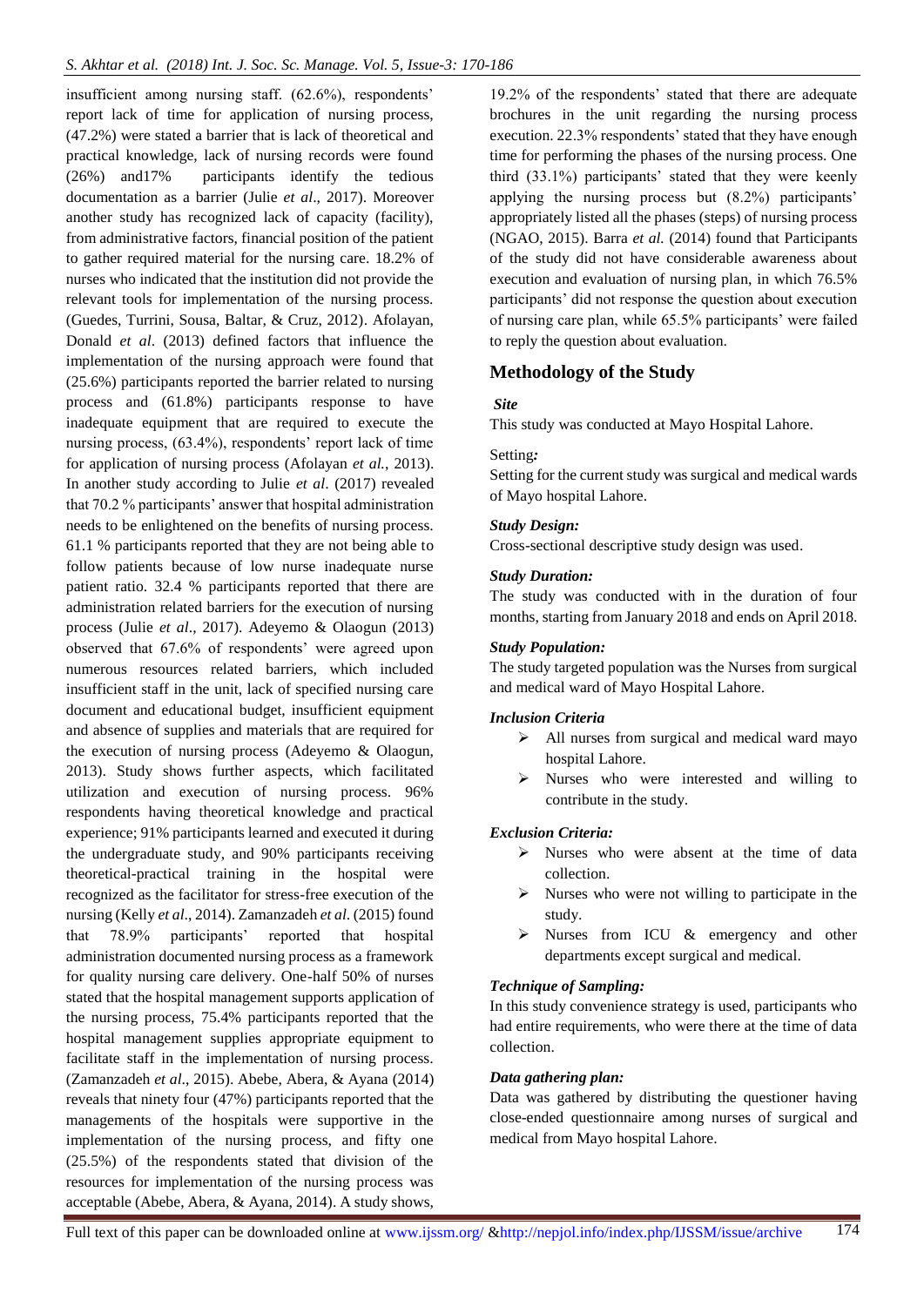insufficient among nursing staff. (62.6%), respondents' report lack of time for application of nursing process, (47.2%) were stated a barrier that is lack of theoretical and practical knowledge, lack of nursing records were found (26%) and17% participants identify the tedious documentation as a barrier (Julie *et al*., 2017). Moreover another study has recognized lack of capacity (facility), from administrative factors, financial position of the patient to gather required material for the nursing care. 18.2% of nurses who indicated that the institution did not provide the relevant tools for implementation of the nursing process. (Guedes, Turrini, Sousa, Baltar, & Cruz, 2012). Afolayan, Donald *et al*. (2013) defined factors that influence the implementation of the nursing approach were found that (25.6%) participants reported the barrier related to nursing process and (61.8%) participants response to have inadequate equipment that are required to execute the nursing process, (63.4%), respondents' report lack of time for application of nursing process (Afolayan *et al.*, 2013). In another study according to Julie *et al*. (2017) revealed that 70.2 % participants' answer that hospital administration needs to be enlightened on the benefits of nursing process. 61.1 % participants reported that they are not being able to follow patients because of low nurse inadequate nurse patient ratio. 32.4 % participants reported that there are administration related barriers for the execution of nursing process (Julie *et al*., 2017). Adeyemo & Olaogun (2013) observed that 67.6% of respondents' were agreed upon numerous resources related barriers, which included insufficient staff in the unit, lack of specified nursing care document and educational budget, insufficient equipment and absence of supplies and materials that are required for the execution of nursing process (Adeyemo & Olaogun, 2013). Study shows further aspects, which facilitated utilization and execution of nursing process. 96% respondents having theoretical knowledge and practical experience; 91% participants learned and executed it during the undergraduate study, and 90% participants receiving theoretical-practical training in the hospital were recognized as the facilitator for stress-free execution of the nursing (Kelly *et al*., 2014). Zamanzadeh *et al*. (2015) found that 78.9% participants' reported that hospital administration documented nursing process as a framework for quality nursing care delivery. One-half 50% of nurses stated that the hospital management supports application of the nursing process, 75.4% participants reported that the hospital management supplies appropriate equipment to facilitate staff in the implementation of nursing process. (Zamanzadeh *et al*., 2015). Abebe, Abera, & Ayana (2014) reveals that ninety four (47%) participants reported that the managements of the hospitals were supportive in the implementation of the nursing process, and fifty one (25.5%) of the respondents stated that division of the resources for implementation of the nursing process was acceptable (Abebe, Abera, & Ayana, 2014). A study shows, 19.2% of the respondents' stated that there are adequate brochures in the unit regarding the nursing process execution. 22.3% respondents' stated that they have enough time for performing the phases of the nursing process. One third (33.1%) participants' stated that they were keenly applying the nursing process but (8.2%) participants' appropriately listed all the phases (steps) of nursing process (NGAO, 2015). Barra *et al.* (2014) found that Participants of the study did not have considerable awareness about execution and evaluation of nursing plan, in which 76.5% participants' did not response the question about execution of nursing care plan, while 65.5% participants' were failed to reply the question about evaluation.

## Methodology of the Study

***Site***

This study was conducted at Mayo Hospital Lahore.

Setting***:***

Setting for the current study was surgical and medical wards of Mayo hospital Lahore.

***Study Design:***

Cross-sectional descriptive study design was used.

***Study Duration:***

The study was conducted with in the duration of four months, starting from January 2018 and ends on April 2018.

***Study Population:***

The study targeted population was the Nurses from surgical and medical ward of Mayo Hospital Lahore.

***Inclusion Criteria***

- All nurses from surgical and medical ward mayo hospital Lahore.
- Nurses who were interested and willing to contribute in the study.

***Exclusion Criteria:***

- Nurses who were absent at the time of data collection.
- Nurses who were not willing to participate in the study.
- Nurses from ICU & emergency and other departments except surgical and medical.

***Technique of Sampling:***

In this study convenience strategy is used, participants who had entire requirements, who were there at the time of data collection.

***Data gathering plan:***

Data was gathered by distributing the questioner having close-ended questionnaire among nurses of surgical and medical from Mayo hospital Lahore.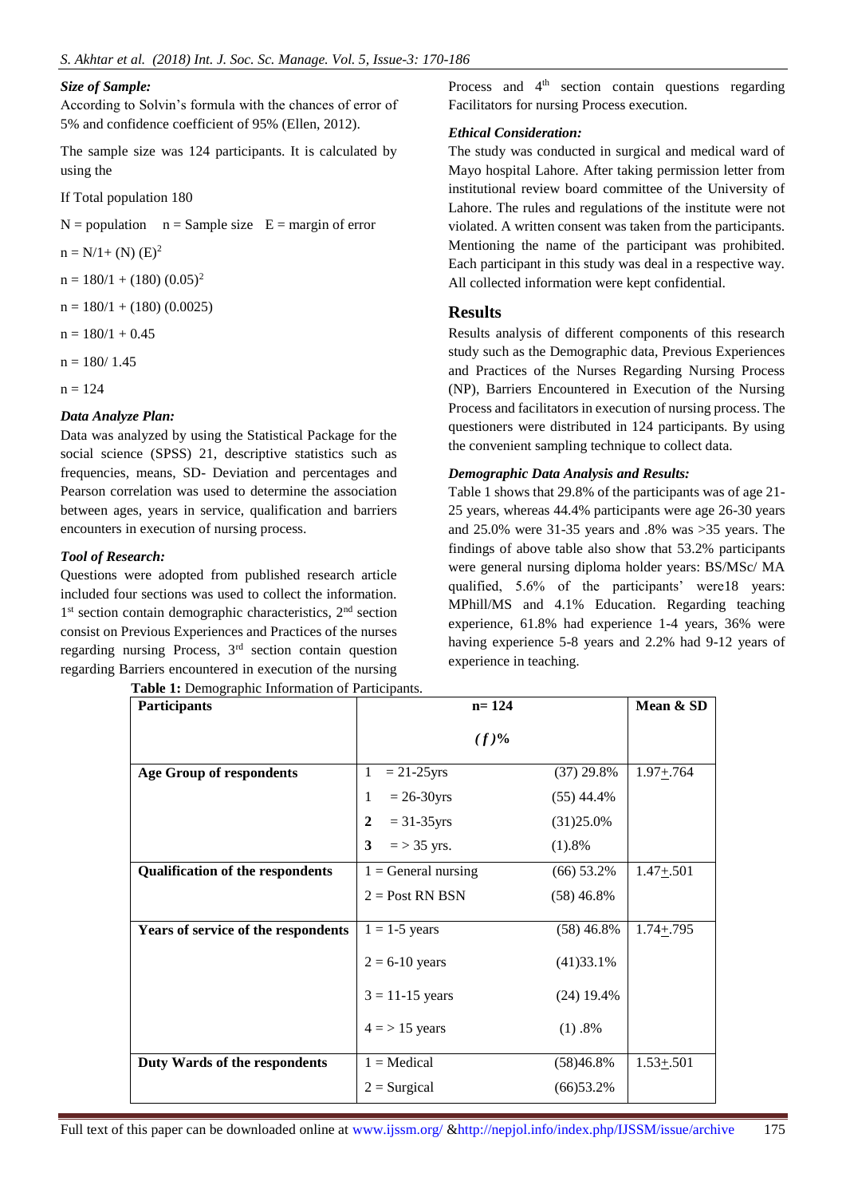### *Size of Sample:*

According to Solvin's formula with the chances of error of 5% and confidence coefficient of 95% (Ellen, 2012).

The sample size was 124 participants. It is calculated by using the

If Total population 180

N = population    n = Sample size    E = margin of error

$n = N/1+ (N) (E)^2$

$n = 180/1 + (180) (0.05)^2$

$n = 180/1 + (180) (0.0025)$

$n = 180/1 + 0.45$

$n = 180/ 1.45$

$n = 124$

### *Data Analyze Plan:*

Data was analyzed by using the Statistical Package for the social science (SPSS) 21, descriptive statistics such as frequencies, means, SD- Deviation and percentages and Pearson correlation was used to determine the association between ages, years in service, qualification and barriers encounters in execution of nursing process.

### *Tool of Research:*

Questions were adopted from published research article included four sections was used to collect the information. 1st section contain demographic characteristics, 2nd section consist on Previous Experiences and Practices of the nurses regarding nursing Process, 3rd section contain question regarding Barriers encountered in execution of the nursing Process and 4th section contain questions regarding Facilitators for nursing Process execution.

### *Ethical Consideration:*

The study was conducted in surgical and medical ward of Mayo hospital Lahore. After taking permission letter from institutional review board committee of the University of Lahore. The rules and regulations of the institute were not violated. A written consent was taken from the participants. Mentioning the name of the participant was prohibited. Each participant in this study was deal in a respective way. All collected information were kept confidential.

## Results

Results analysis of different components of this research study such as the Demographic data, Previous Experiences and Practices of the Nurses Regarding Nursing Process (NP), Barriers Encountered in Execution of the Nursing Process and facilitators in execution of nursing process. The questioners were distributed in 124 participants. By using the convenient sampling technique to collect data.

### *Demographic Data Analysis and Results:*

Table 1 shows that 29.8% of the participants was of age 21-25 years, whereas 44.4% participants were age 26-30 years and 25.0% were 31-35 years and .8% was >35 years. The findings of above table also show that 53.2% participants were general nursing diploma holder years: BS/MSc/ MA qualified, 5.6% of the participants' were18 years: MPhill/MS and 4.1% Education. Regarding teaching experience, 61.8% had experience 1-4 years, 36% were having experience 5-8 years and 2.2% had 9-12 years of experience in teaching.

**Table 1:** Demographic Information of Participants.

| Participants | n= 124 | | Mean & SD |
|---|---|---|---|
| | *(f)%* | | |
| **Age Group of respondents** | 1 = 21-25yrs | (37) 29.8% | 1.97±.764 |
| | 1 = 26-30yrs | (55) 44.4% | |
| | **2** = 31-35yrs | (31)25.0% | |
| | **3** = > 35 yrs. | (1).8% | |
| **Qualification of the respondents** | 1 = General nursing | (66) 53.2% | 1.47±.501 |
| | 2 = Post RN BSN | (58) 46.8% | |
| **Years of service of the respondents** | 1 = 1-5 years | (58) 46.8% | 1.74±.795 |
| | 2 = 6-10 years | (41)33.1% | |
| | 3 = 11-15 years | (24) 19.4% | |
| | 4 = > 15 years | (1) .8% | |
| **Duty Wards of the respondents** | 1 = Medical | (58)46.8% | 1.53±.501 |
| | 2 = Surgical | (66)53.2% | |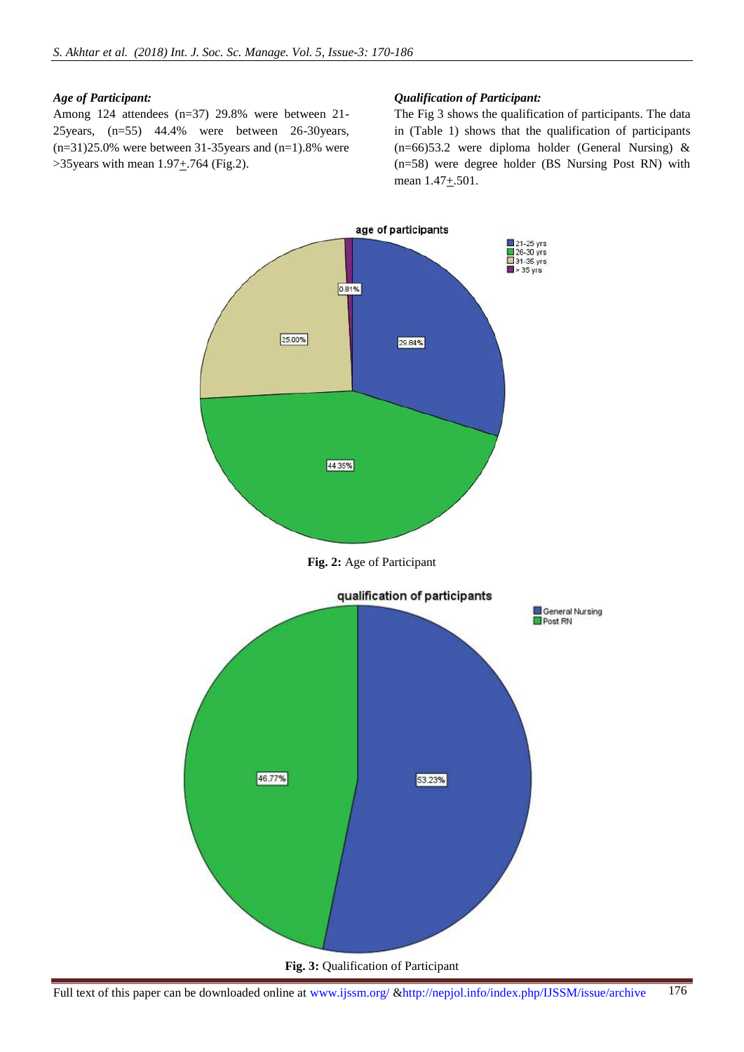*Age of Participant:*

Among 124 attendees (n=37) 29.8% were between 21-25years, (n=55) 44.4% were between 26-30years, (n=31)25.0% were between 31-35years and (n=1).8% were >35years with mean 1.97+.764 (Fig.2).

*Qualification of Participant:*

The Fig 3 shows the qualification of participants. The data in (Table 1) shows that the qualification of participants (n=66)53.2 were diploma holder (General Nursing) & (n=58) were degree holder (BS Nursing Post RN) with mean 1.47+.501.

**Fig. 2:** Age of Participant

**Fig. 3:** Qualification of Participant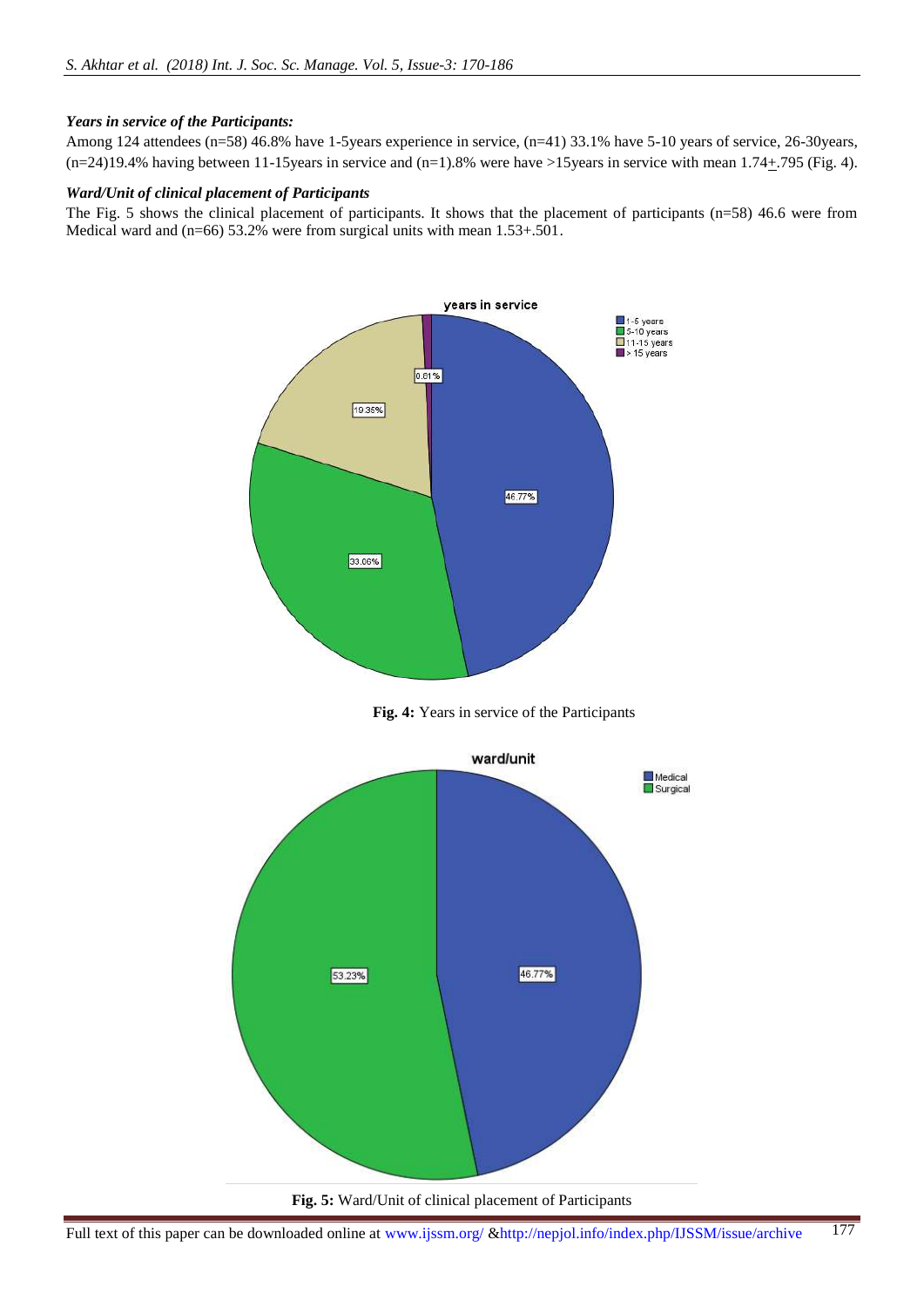***Years in service of the Participants:***

Among 124 attendees (n=58) 46.8% have 1-5years experience in service, (n=41) 33.1% have 5-10 years of service, 26-30years, (n=24)19.4% having between 11-15years in service and (n=1).8% were have >15years in service with mean 1.74±.795 (Fig. 4).

***Ward/Unit of clinical placement of Participants***

The Fig. 5 shows the clinical placement of participants. It shows that the placement of participants (n=58) 46.6 were from Medical ward and (n=66) 53.2% were from surgical units with mean 1.53+.501.

**Fig. 4:** Years in service of the Participants

**Fig. 5:** Ward/Unit of clinical placement of Participants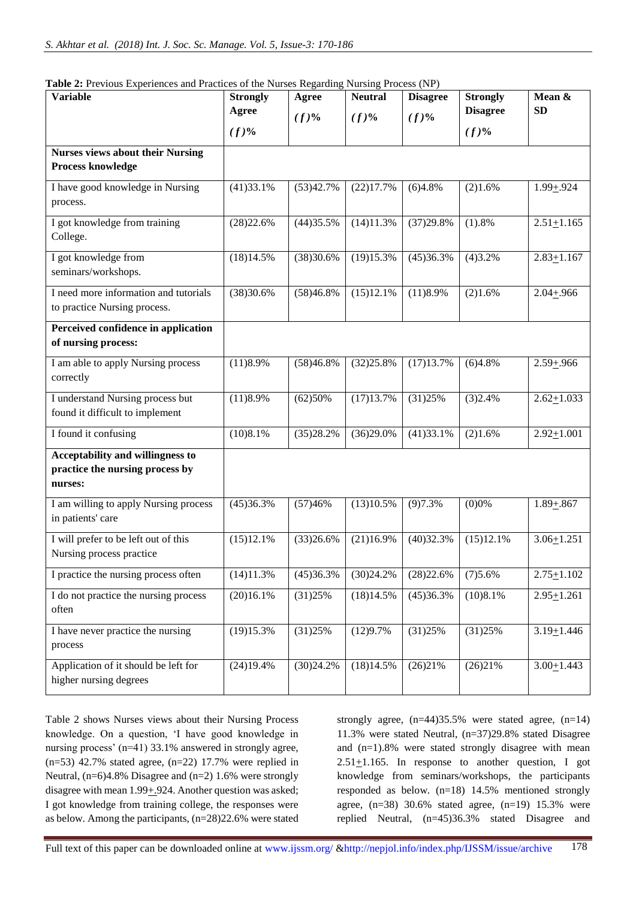**Table 2:** Previous Experiences and Practices of the Nurses Regarding Nursing Process (NP)

| Variable | Strongly Agree (*f*)% | Agree (*f*)% | Neutral (*f*)% | Disagree (*f*)% | Strongly Disagree (*f*)% | Mean & SD |
|---|---|---|---|---|---|---|
| **Nurses views about their Nursing Process knowledge** | | | | | | |
| I have good knowledge in Nursing process. | (41)33.1% | (53)42.7% | (22)17.7% | (6)4.8% | (2)1.6% | 1.99±.924 |
| I got knowledge from training College. | (28)22.6% | (44)35.5% | (14)11.3% | (37)29.8% | (1).8% | 2.51±1.165 |
| I got knowledge from seminars/workshops. | (18)14.5% | (38)30.6% | (19)15.3% | (45)36.3% | (4)3.2% | 2.83±1.167 |
| I need more information and tutorials to practice Nursing process. | (38)30.6% | (58)46.8% | (15)12.1% | (11)8.9% | (2)1.6% | 2.04±.966 |
| **Perceived confidence in application of nursing process:** | | | | | | |
| I am able to apply Nursing process correctly | (11)8.9% | (58)46.8% | (32)25.8% | (17)13.7% | (6)4.8% | 2.59±.966 |
| I understand Nursing process but found it difficult to implement | (11)8.9% | (62)50% | (17)13.7% | (31)25% | (3)2.4% | 2.62±1.033 |
| I found it confusing | (10)8.1% | (35)28.2% | (36)29.0% | (41)33.1% | (2)1.6% | 2.92±1.001 |
| **Acceptability and willingness to practice the nursing process by nurses:** | | | | | | |
| I am willing to apply Nursing process in patients' care | (45)36.3% | (57)46% | (13)10.5% | (9)7.3% | (0)0% | 1.89±.867 |
| I will prefer to be left out of this Nursing process practice | (15)12.1% | (33)26.6% | (21)16.9% | (40)32.3% | (15)12.1% | 3.06±1.251 |
| I practice the nursing process often | (14)11.3% | (45)36.3% | (30)24.2% | (28)22.6% | (7)5.6% | 2.75±1.102 |
| I do not practice the nursing process often | (20)16.1% | (31)25% | (18)14.5% | (45)36.3% | (10)8.1% | 2.95±1.261 |
| I have never practice the nursing process | (19)15.3% | (31)25% | (12)9.7% | (31)25% | (31)25% | 3.19±1.446 |
| Application of it should be left for higher nursing degrees | (24)19.4% | (30)24.2% | (18)14.5% | (26)21% | (26)21% | 3.00±1.443 |

Table 2 shows Nurses views about their Nursing Process knowledge. On a question, 'I have good knowledge in nursing process' (n=41) 33.1% answered in strongly agree, (n=53) 42.7% stated agree, (n=22) 17.7% were replied in Neutral, (n=6)4.8% Disagree and (n=2) 1.6% were strongly disagree with mean 1.99±.924. Another question was asked; I got knowledge from training college, the responses were as below. Among the participants, (n=28)22.6% were stated strongly agree, (n=44)35.5% were stated agree, (n=14) 11.3% were stated Neutral, (n=37)29.8% stated Disagree and (n=1).8% were stated strongly disagree with mean 2.51±1.165. In response to another question, I got knowledge from seminars/workshops, the participants responded as below. (n=18) 14.5% mentioned strongly agree, (n=38) 30.6% stated agree, (n=19) 15.3% were replied Neutral, (n=45)36.3% stated Disagree and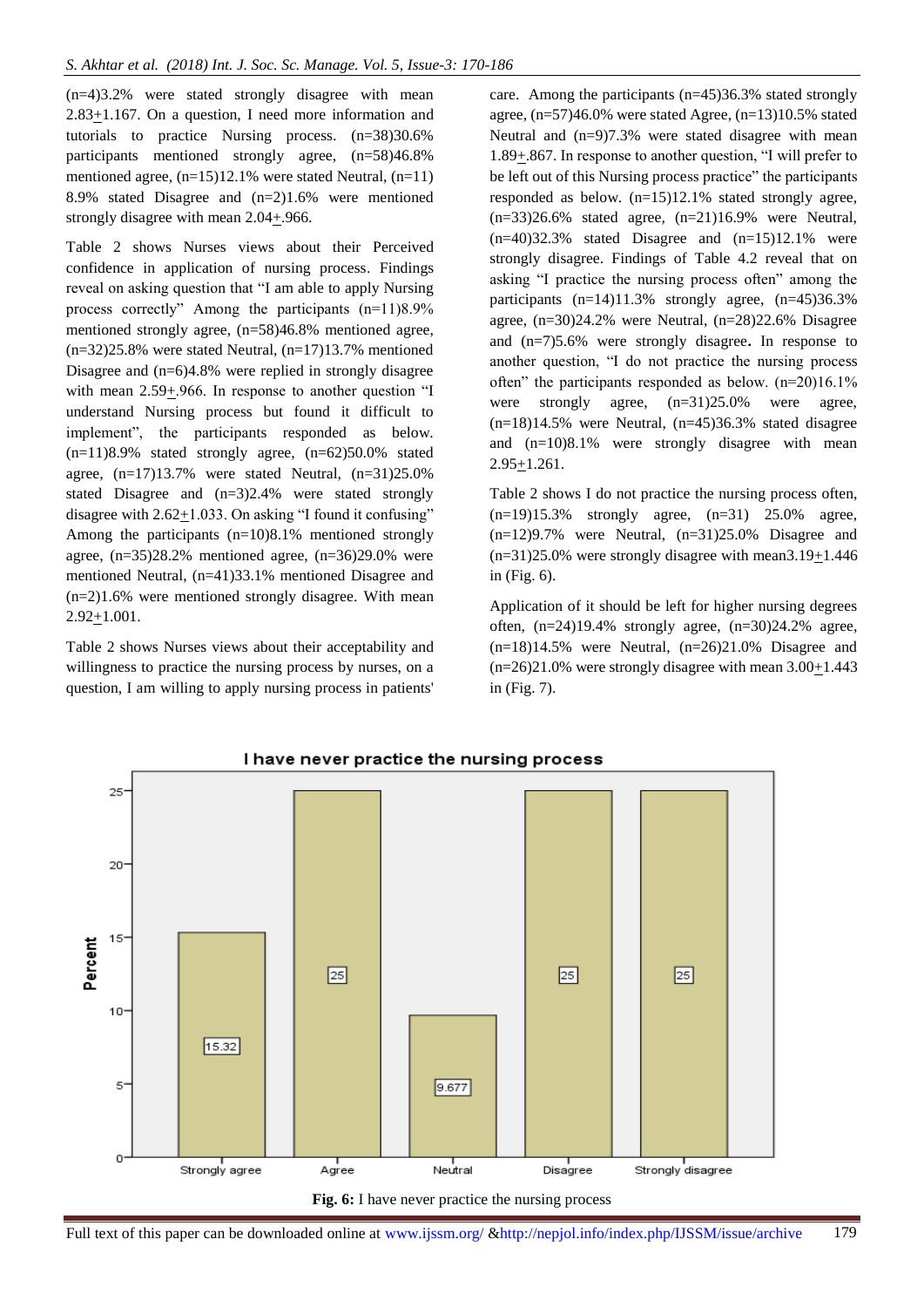(n=4)3.2% were stated strongly disagree with mean 2.83+1.167. On a question, I need more information and tutorials to practice Nursing process. (n=38)30.6% participants mentioned strongly agree, (n=58)46.8% mentioned agree, (n=15)12.1% were stated Neutral, (n=11) 8.9% stated Disagree and (n=2)1.6% were mentioned strongly disagree with mean 2.04+.966.

Table 2 shows Nurses views about their Perceived confidence in application of nursing process. Findings reveal on asking question that "I am able to apply Nursing process correctly" Among the participants (n=11)8.9% mentioned strongly agree, (n=58)46.8% mentioned agree, (n=32)25.8% were stated Neutral, (n=17)13.7% mentioned Disagree and (n=6)4.8% were replied in strongly disagree with mean 2.59+.966. In response to another question "I understand Nursing process but found it difficult to implement", the participants responded as below. (n=11)8.9% stated strongly agree, (n=62)50.0% stated agree, (n=17)13.7% were stated Neutral, (n=31)25.0% stated Disagree and (n=3)2.4% were stated strongly disagree with 2.62+1.033. On asking "I found it confusing" Among the participants (n=10)8.1% mentioned strongly agree, (n=35)28.2% mentioned agree, (n=36)29.0% were mentioned Neutral, (n=41)33.1% mentioned Disagree and (n=2)1.6% were mentioned strongly disagree. With mean 2.92+1.001.

Table 2 shows Nurses views about their acceptability and willingness to practice the nursing process by nurses, on a question, I am willing to apply nursing process in patients' care. Among the participants (n=45)36.3% stated strongly agree, (n=57)46.0% were stated Agree, (n=13)10.5% stated Neutral and (n=9)7.3% were stated disagree with mean 1.89+.867. In response to another question, "I will prefer to be left out of this Nursing process practice" the participants responded as below. (n=15)12.1% stated strongly agree, (n=33)26.6% stated agree, (n=21)16.9% were Neutral, (n=40)32.3% stated Disagree and (n=15)12.1% were strongly disagree. Findings of Table 4.2 reveal that on asking "I practice the nursing process often" among the participants (n=14)11.3% strongly agree, (n=45)36.3% agree, (n=30)24.2% were Neutral, (n=28)22.6% Disagree and (n=7)5.6% were strongly disagree**.** In response to another question, "I do not practice the nursing process often" the participants responded as below. (n=20)16.1% were strongly agree, (n=31)25.0% were agree, (n=18)14.5% were Neutral, (n=45)36.3% stated disagree and (n=10)8.1% were strongly disagree with mean 2.95+1.261.

Table 2 shows I do not practice the nursing process often, (n=19)15.3% strongly agree, (n=31) 25.0% agree, (n=12)9.7% were Neutral, (n=31)25.0% Disagree and (n=31)25.0% were strongly disagree with mean3.19+1.446 in (Fig. 6).

Application of it should be left for higher nursing degrees often, (n=24)19.4% strongly agree, (n=30)24.2% agree, (n=18)14.5% were Neutral, (n=26)21.0% Disagree and (n=26)21.0% were strongly disagree with mean 3.00+1.443 in (Fig. 7).

I have never practice the nursing process

| Response | Percent |
|---|---|
| Strongly agree | 15.32 |
| Agree | 25 |
| Neutral | 9.677 |
| Disagree | 25 |
| Strongly disagree | 25 |

**Fig. 6:** I have never practice the nursing process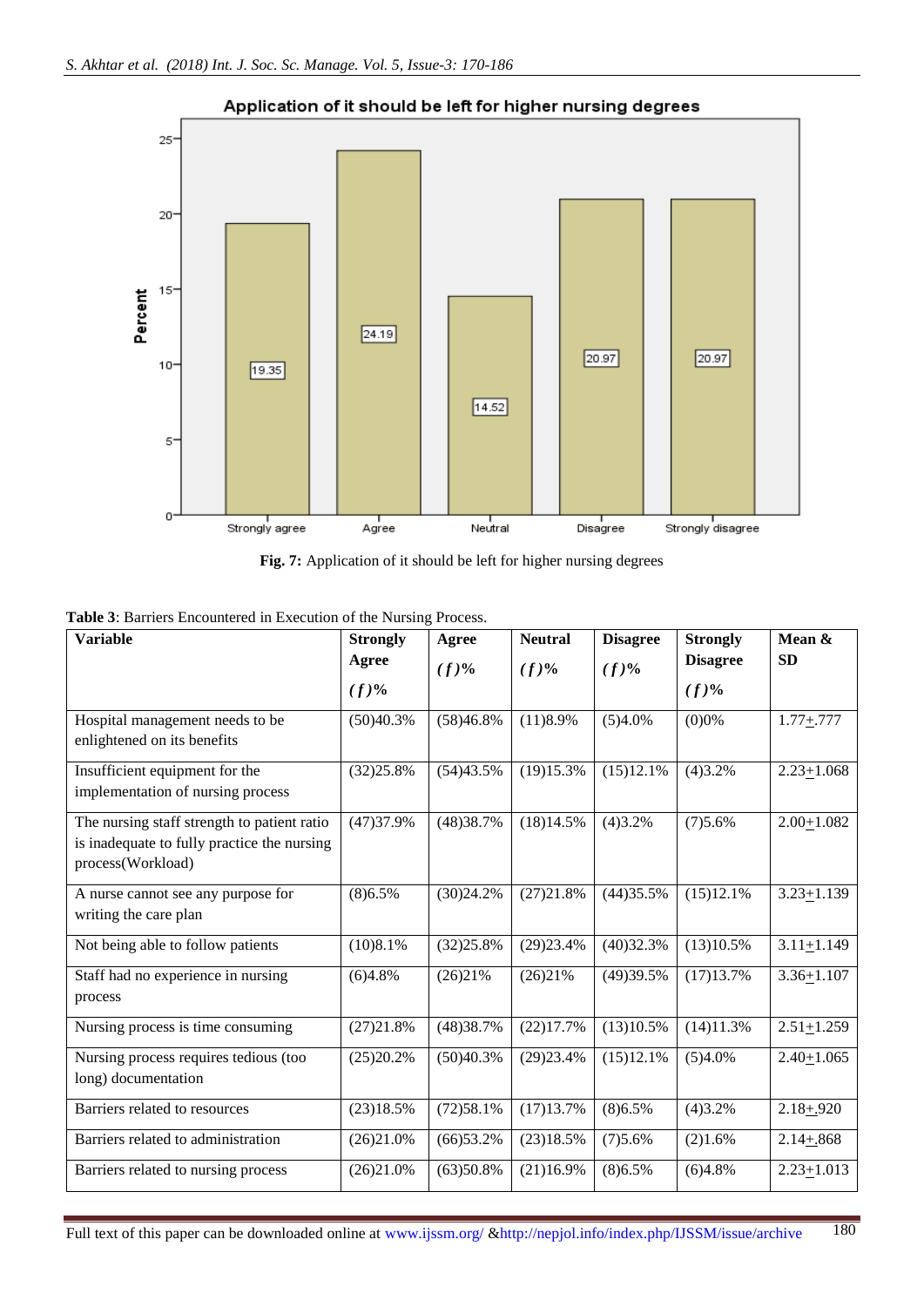**Fig. 7:** Application of it should be left for higher nursing degrees

**Table 3**: Barriers Encountered in Execution of the Nursing Process.

| Variable | Strongly Agree (*f*)% | Agree (*f*)% | Neutral (*f*)% | Disagree (*f*)% | Strongly Disagree (*f*)% | Mean & SD |
|---|---|---|---|---|---|---|
| Hospital management needs to be enlightened on its benefits | (50)40.3% | (58)46.8% | (11)8.9% | (5)4.0% | (0)0% | 1.77±.777 |
| Insufficient equipment for the implementation of nursing process | (32)25.8% | (54)43.5% | (19)15.3% | (15)12.1% | (4)3.2% | 2.23±1.068 |
| The nursing staff strength to patient ratio is inadequate to fully practice the nursing process(Workload) | (47)37.9% | (48)38.7% | (18)14.5% | (4)3.2% | (7)5.6% | 2.00±1.082 |
| A nurse cannot see any purpose for writing the care plan | (8)6.5% | (30)24.2% | (27)21.8% | (44)35.5% | (15)12.1% | 3.23±1.139 |
| Not being able to follow patients | (10)8.1% | (32)25.8% | (29)23.4% | (40)32.3% | (13)10.5% | 3.11±1.149 |
| Staff had no experience in nursing process | (6)4.8% | (26)21% | (26)21% | (49)39.5% | (17)13.7% | 3.36±1.107 |
| Nursing process is time consuming | (27)21.8% | (48)38.7% | (22)17.7% | (13)10.5% | (14)11.3% | 2.51±1.259 |
| Nursing process requires tedious (too long) documentation | (25)20.2% | (50)40.3% | (29)23.4% | (15)12.1% | (5)4.0% | 2.40±1.065 |
| Barriers related to resources | (23)18.5% | (72)58.1% | (17)13.7% | (8)6.5% | (4)3.2% | 2.18±.920 |
| Barriers related to administration | (26)21.0% | (66)53.2% | (23)18.5% | (7)5.6% | (2)1.6% | 2.14±.868 |
| Barriers related to nursing process | (26)21.0% | (63)50.8% | (21)16.9% | (8)6.5% | (6)4.8% | 2.23±1.013 |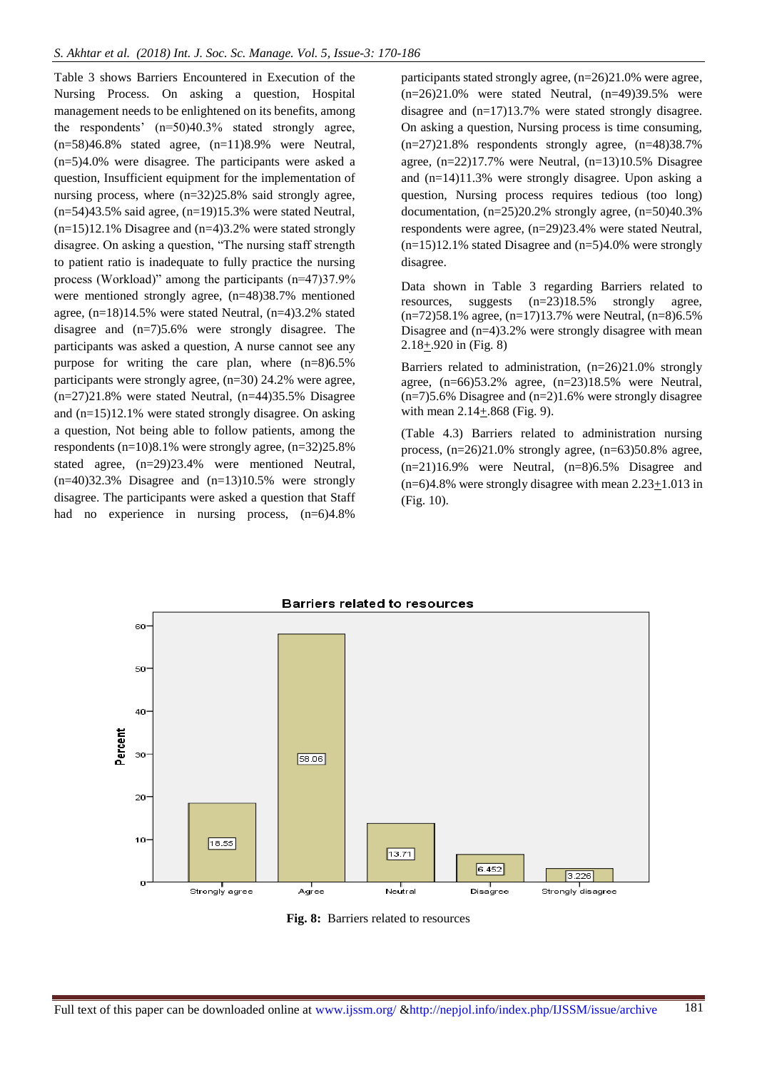Table 3 shows Barriers Encountered in Execution of the Nursing Process. On asking a question, Hospital management needs to be enlightened on its benefits, among the respondents' (n=50)40.3% stated strongly agree, (n=58)46.8% stated agree, (n=11)8.9% were Neutral, (n=5)4.0% were disagree. The participants were asked a question, Insufficient equipment for the implementation of nursing process, where (n=32)25.8% said strongly agree, (n=54)43.5% said agree, (n=19)15.3% were stated Neutral, (n=15)12.1% Disagree and (n=4)3.2% were stated strongly disagree. On asking a question, "The nursing staff strength to patient ratio is inadequate to fully practice the nursing process (Workload)" among the participants (n=47)37.9% were mentioned strongly agree, (n=48)38.7% mentioned agree, (n=18)14.5% were stated Neutral, (n=4)3.2% stated disagree and (n=7)5.6% were strongly disagree. The participants was asked a question, A nurse cannot see any purpose for writing the care plan, where (n=8)6.5% participants were strongly agree, (n=30) 24.2% were agree, (n=27)21.8% were stated Neutral, (n=44)35.5% Disagree and (n=15)12.1% were stated strongly disagree. On asking a question, Not being able to follow patients, among the respondents (n=10)8.1% were strongly agree, (n=32)25.8% stated agree, (n=29)23.4% were mentioned Neutral, (n=40)32.3% Disagree and (n=13)10.5% were strongly disagree. The participants were asked a question that Staff had no experience in nursing process, (n=6)4.8% participants stated strongly agree, (n=26)21.0% were agree, (n=26)21.0% were stated Neutral, (n=49)39.5% were disagree and (n=17)13.7% were stated strongly disagree. On asking a question, Nursing process is time consuming, (n=27)21.8% respondents strongly agree, (n=48)38.7% agree, (n=22)17.7% were Neutral, (n=13)10.5% Disagree and (n=14)11.3% were strongly disagree. Upon asking a question, Nursing process requires tedious (too long) documentation, (n=25)20.2% strongly agree, (n=50)40.3% respondents were agree, (n=29)23.4% were stated Neutral, (n=15)12.1% stated Disagree and (n=5)4.0% were strongly disagree.

Data shown in Table 3 regarding Barriers related to resources, suggests (n=23)18.5% strongly agree, (n=72)58.1% agree, (n=17)13.7% were Neutral, (n=8)6.5% Disagree and (n=4)3.2% were strongly disagree with mean 2.18±.920 in (Fig. 8)

Barriers related to administration, (n=26)21.0% strongly agree, (n=66)53.2% agree, (n=23)18.5% were Neutral, (n=7)5.6% Disagree and (n=2)1.6% were strongly disagree with mean 2.14±.868 (Fig. 9).

(Table 4.3) Barriers related to administration nursing process, (n=26)21.0% strongly agree, (n=63)50.8% agree, (n=21)16.9% were Neutral, (n=8)6.5% Disagree and (n=6)4.8% were strongly disagree with mean 2.23±1.013 in (Fig. 10).

**Fig. 8:** Barriers related to resources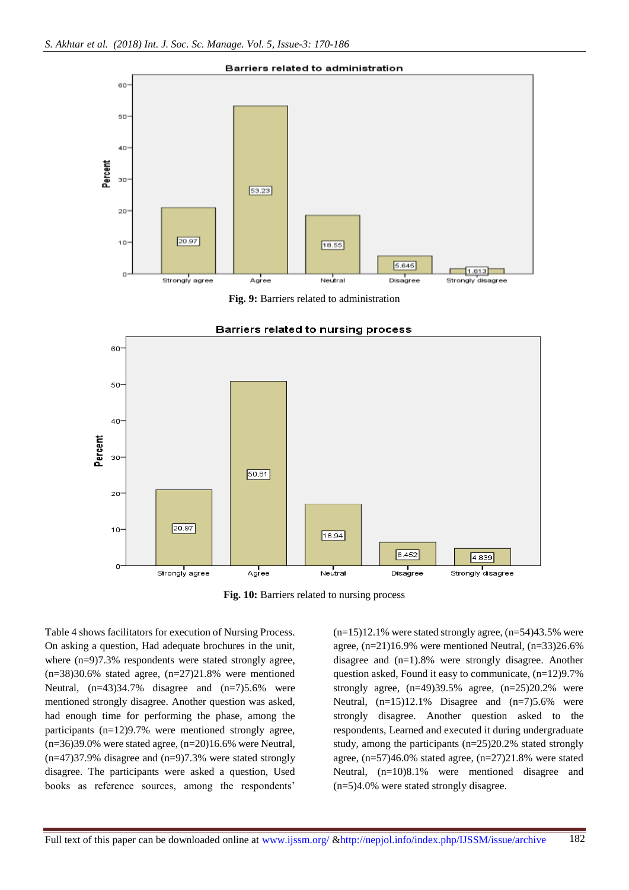**Fig. 9:** Barriers related to administration

**Fig. 10:** Barriers related to nursing process

Table 4 shows facilitators for execution of Nursing Process. On asking a question, Had adequate brochures in the unit, where (n=9)7.3% respondents were stated strongly agree, (n=38)30.6% stated agree, (n=27)21.8% were mentioned Neutral, (n=43)34.7% disagree and (n=7)5.6% were mentioned strongly disagree. Another question was asked, had enough time for performing the phase, among the participants (n=12)9.7% were mentioned strongly agree, (n=36)39.0% were stated agree, (n=20)16.6% were Neutral, (n=47)37.9% disagree and (n=9)7.3% were stated strongly disagree. The participants were asked a question, Used books as reference sources, among the respondents' (n=15)12.1% were stated strongly agree, (n=54)43.5% were agree, (n=21)16.9% were mentioned Neutral, (n=33)26.6% disagree and (n=1).8% were strongly disagree. Another question asked, Found it easy to communicate, (n=12)9.7% strongly agree, (n=49)39.5% agree, (n=25)20.2% were Neutral, (n=15)12.1% Disagree and (n=7)5.6% were strongly disagree. Another question asked to the respondents, Learned and executed it during undergraduate study, among the participants (n=25)20.2% stated strongly agree, (n=57)46.0% stated agree, (n=27)21.8% were stated Neutral, (n=10)8.1% were mentioned disagree and (n=5)4.0% were stated strongly disagree.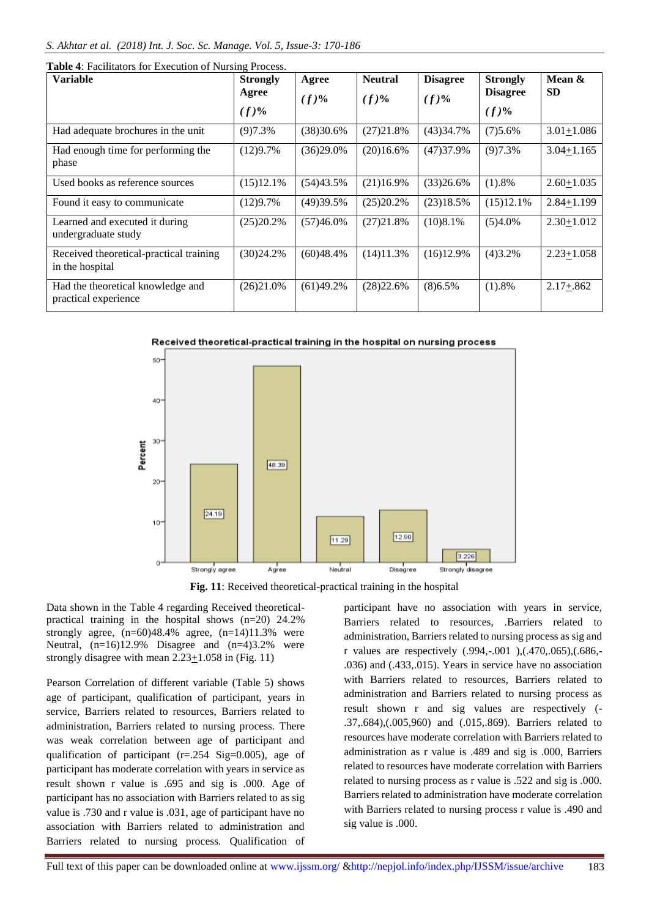**Table 4**: Facilitators for Execution of Nursing Process.

| Variable | Strongly Agree (*f*)% | Agree (*f*)% | Neutral (*f*)% | Disagree (*f*)% | Strongly Disagree (*f*)% | Mean & SD |
|---|---|---|---|---|---|---|
| Had adequate brochures in the unit | (9)7.3% | (38)30.6% | (27)21.8% | (43)34.7% | (7)5.6% | 3.01±1.086 |
| Had enough time for performing the phase | (12)9.7% | (36)29.0% | (20)16.6% | (47)37.9% | (9)7.3% | 3.04±1.165 |
| Used books as reference sources | (15)12.1% | (54)43.5% | (21)16.9% | (33)26.6% | (1).8% | 2.60±1.035 |
| Found it easy to communicate | (12)9.7% | (49)39.5% | (25)20.2% | (23)18.5% | (15)12.1% | 2.84±1.199 |
| Learned and executed it during undergraduate study | (25)20.2% | (57)46.0% | (27)21.8% | (10)8.1% | (5)4.0% | 2.30±1.012 |
| Received theoretical-practical training in the hospital | (30)24.2% | (60)48.4% | (14)11.3% | (16)12.9% | (4)3.2% | 2.23±1.058 |
| Had the theoretical knowledge and practical experience | (26)21.0% | (61)49.2% | (28)22.6% | (8)6.5% | (1).8% | 2.17±.862 |

**Fig. 11**: Received theoretical-practical training in the hospital

Data shown in the Table 4 regarding Received theoretical-practical training in the hospital shows (n=20) 24.2% strongly agree, (n=60)48.4% agree, (n=14)11.3% were Neutral, (n=16)12.9% Disagree and (n=4)3.2% were strongly disagree with mean 2.23±1.058 in (Fig. 11)

Pearson Correlation of different variable (Table 5) shows age of participant, qualification of participant, years in service, Barriers related to resources, Barriers related to administration, Barriers related to nursing process. There was weak correlation between age of participant and qualification of participant (r=.254 Sig=0.005), age of participant has moderate correlation with years in service as result shown r value is .695 and sig is .000. Age of participant has no association with Barriers related to as sig value is .730 and r value is .031, age of participant have no association with Barriers related to administration and Barriers related to nursing process. Qualification of participant have no association with years in service, Barriers related to resources, .Barriers related to administration, Barriers related to nursing process as sig and r values are respectively (.994,-.001 ),(.470,.065),(.686,-.036) and (.433,.015). Years in service have no association with Barriers related to resources, Barriers related to administration and Barriers related to nursing process as result shown r and sig values are respectively (-.37,.684),(.005,960) and (.015,.869). Barriers related to resources have moderate correlation with Barriers related to administration as r value is .489 and sig is .000, Barriers related to resources have moderate correlation with Barriers related to nursing process as r value is .522 and sig is .000. Barriers related to administration have moderate correlation with Barriers related to nursing process r value is .490 and sig value is .000.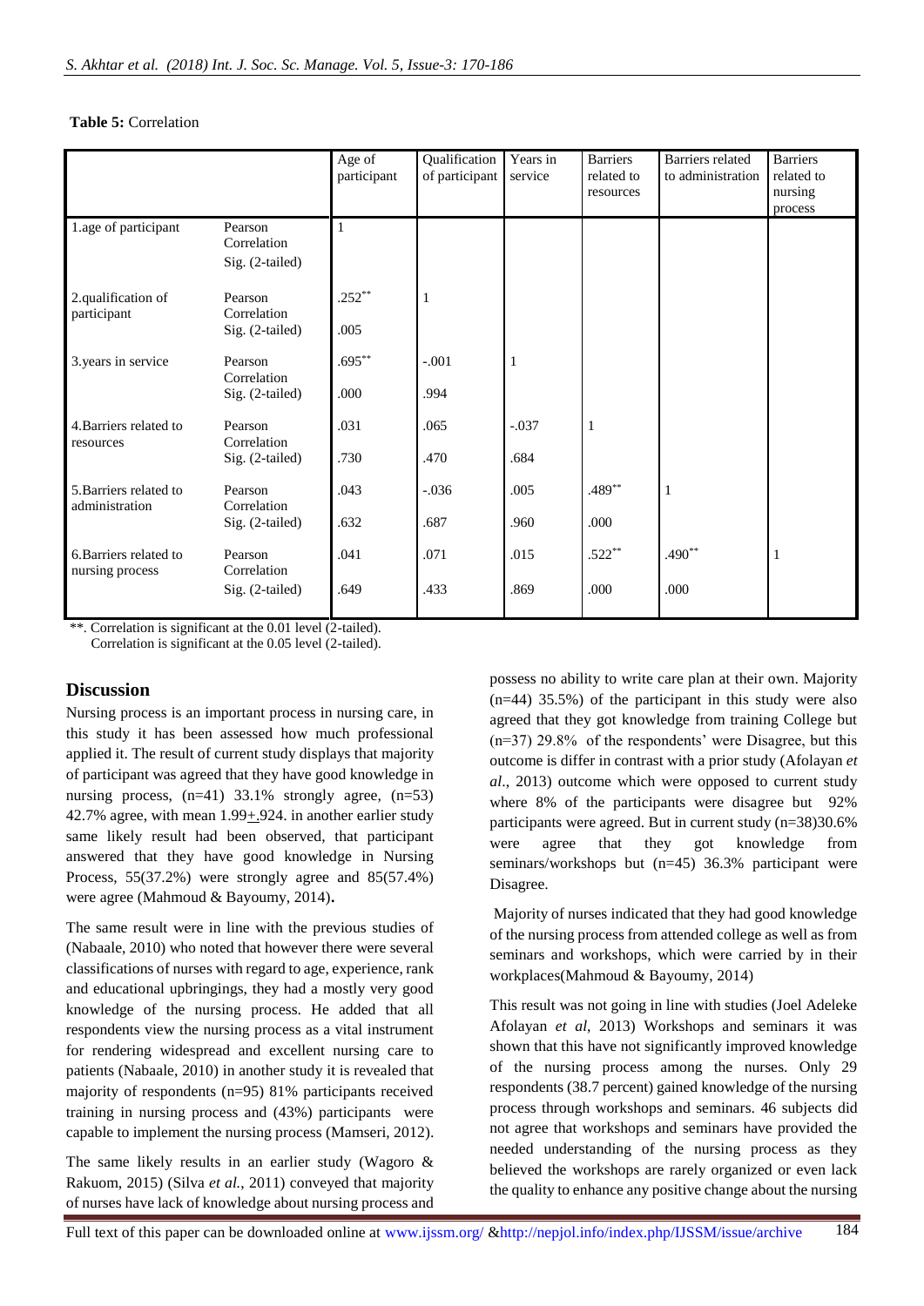**Table 5:** Correlation

| | | Age of participant | Qualification of participant | Years in service | Barriers related to resources | Barriers related to administration | Barriers related to nursing process |
|---|---|---|---|---|---|---|---|
| 1.age of participant | Pearson Correlation | 1 | | | | | |
| | Sig. (2-tailed) | | | | | | |
| 2.qualification of participant | Pearson Correlation | .252** | 1 | | | | |
| | Sig. (2-tailed) | .005 | | | | | |
| 3.years in service | Pearson Correlation | .695** | -.001 | 1 | | | |
| | Sig. (2-tailed) | .000 | .994 | | | | |
| 4.Barriers related to resources | Pearson Correlation | .031 | .065 | -.037 | 1 | | |
| | Sig. (2-tailed) | .730 | .470 | .684 | | | |
| 5.Barriers related to administration | Pearson Correlation | .043 | -.036 | .005 | .489** | 1 | |
| | Sig. (2-tailed) | .632 | .687 | .960 | .000 | | |
| 6.Barriers related to nursing process | Pearson Correlation | .041 | .071 | .015 | .522** | .490** | 1 |
| | Sig. (2-tailed) | .649 | .433 | .869 | .000 | .000 | |

**. Correlation is significant at the 0.01 level (2-tailed).
Correlation is significant at the 0.05 level (2-tailed).

## Discussion

Nursing process is an important process in nursing care, in this study it has been assessed how much professional applied it. The result of current study displays that majority of participant was agreed that they have good knowledge in nursing process, (n=41) 33.1% strongly agree, (n=53) 42.7% agree, with mean 1.99+.924. in another earlier study same likely result had been observed, that participant answered that they have good knowledge in Nursing Process, 55(37.2%) were strongly agree and 85(57.4%) were agree (Mahmoud & Bayoumy, 2014).

The same result were in line with the previous studies of (Nabaale, 2010) who noted that however there were several classifications of nurses with regard to age, experience, rank and educational upbringings, they had a mostly very good knowledge of the nursing process. He added that all respondents view the nursing process as a vital instrument for rendering widespread and excellent nursing care to patients (Nabaale, 2010) in another study it is revealed that majority of respondents (n=95) 81% participants received training in nursing process and (43%) participants were capable to implement the nursing process (Mamseri, 2012).

The same likely results in an earlier study (Wagoro & Rakuom, 2015) (Silva *et al.,* 2011) conveyed that majority of nurses have lack of knowledge about nursing process and possess no ability to write care plan at their own. Majority (n=44) 35.5%) of the participant in this study were also agreed that they got knowledge from training College but (n=37) 29.8% of the respondents' were Disagree, but this outcome is differ in contrast with a prior study (Afolayan *et al*., 2013) outcome which were opposed to current study where 8% of the participants were disagree but 92% participants were agreed. But in current study (n=38)30.6% were agree that they got knowledge from seminars/workshops but (n=45) 36.3% participant were Disagree.

Majority of nurses indicated that they had good knowledge of the nursing process from attended college as well as from seminars and workshops, which were carried by in their workplaces(Mahmoud & Bayoumy, 2014)

This result was not going in line with studies (Joel Adeleke Afolayan *et al*, 2013) Workshops and seminars it was shown that this have not significantly improved knowledge of the nursing process among the nurses. Only 29 respondents (38.7 percent) gained knowledge of the nursing process through workshops and seminars. 46 subjects did not agree that workshops and seminars have provided the needed understanding of the nursing process as they believed the workshops are rarely organized or even lack the quality to enhance any positive change about the nursing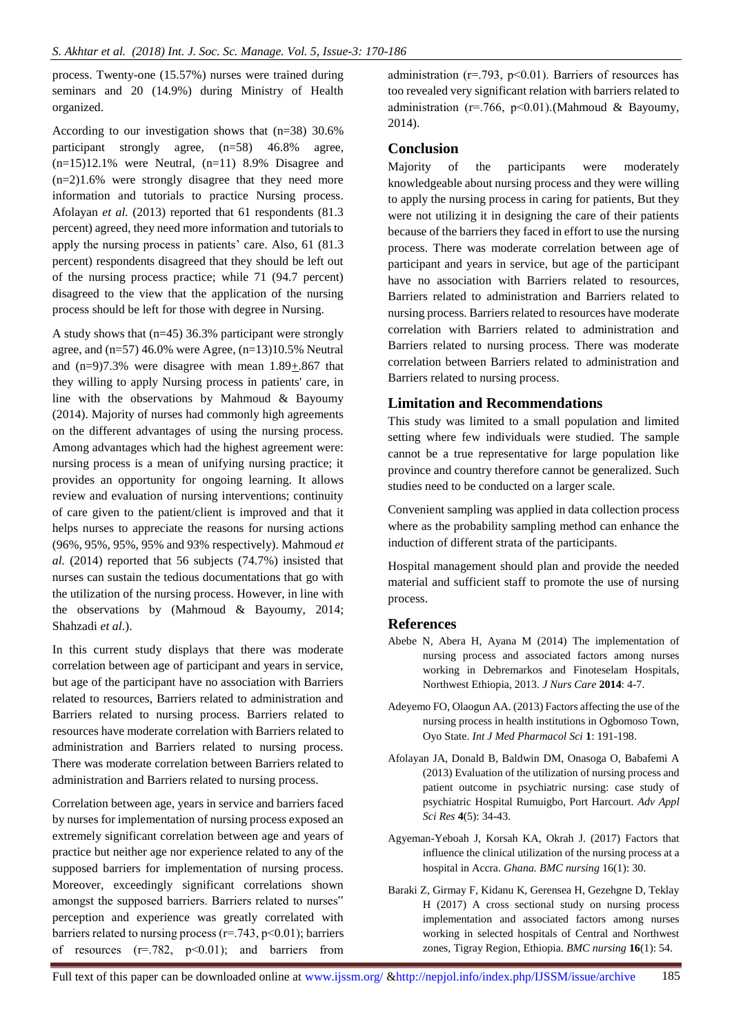process. Twenty-one (15.57%) nurses were trained during seminars and 20 (14.9%) during Ministry of Health organized.

According to our investigation shows that (n=38) 30.6% participant strongly agree, (n=58) 46.8% agree, (n=15)12.1% were Neutral, (n=11) 8.9% Disagree and (n=2)1.6% were strongly disagree that they need more information and tutorials to practice Nursing process. Afolayan *et al.* (2013) reported that 61 respondents (81.3 percent) agreed, they need more information and tutorials to apply the nursing process in patients' care. Also, 61 (81.3 percent) respondents disagreed that they should be left out of the nursing process practice; while 71 (94.7 percent) disagreed to the view that the application of the nursing process should be left for those with degree in Nursing.

A study shows that (n=45) 36.3% participant were strongly agree, and (n=57) 46.0% were Agree, (n=13)10.5% Neutral and (n=9)7.3% were disagree with mean 1.89±.867 that they willing to apply Nursing process in patients' care, in line with the observations by Mahmoud & Bayoumy (2014). Majority of nurses had commonly high agreements on the different advantages of using the nursing process. Among advantages which had the highest agreement were: nursing process is a mean of unifying nursing practice; it provides an opportunity for ongoing learning. It allows review and evaluation of nursing interventions; continuity of care given to the patient/client is improved and that it helps nurses to appreciate the reasons for nursing actions (96%, 95%, 95%, 95% and 93% respectively). Mahmoud *et al.* (2014) reported that 56 subjects (74.7%) insisted that nurses can sustain the tedious documentations that go with the utilization of the nursing process. However, in line with the observations by (Mahmoud & Bayoumy, 2014; Shahzadi *et al*.).

In this current study displays that there was moderate correlation between age of participant and years in service, but age of the participant have no association with Barriers related to resources, Barriers related to administration and Barriers related to nursing process. Barriers related to resources have moderate correlation with Barriers related to administration and Barriers related to nursing process. There was moderate correlation between Barriers related to administration and Barriers related to nursing process.

Correlation between age, years in service and barriers faced by nurses for implementation of nursing process exposed an extremely significant correlation between age and years of practice but neither age nor experience related to any of the supposed barriers for implementation of nursing process. Moreover, exceedingly significant correlations shown amongst the supposed barriers. Barriers related to nurses" perception and experience was greatly correlated with barriers related to nursing process (r=.743, p<0.01); barriers of resources (r=.782, p<0.01); and barriers from administration (r=.793, p<0.01). Barriers of resources has too revealed very significant relation with barriers related to administration (r=.766, p<0.01).(Mahmoud & Bayoumy, 2014).

## Conclusion

Majority of the participants were moderately knowledgeable about nursing process and they were willing to apply the nursing process in caring for patients, But they were not utilizing it in designing the care of their patients because of the barriers they faced in effort to use the nursing process. There was moderate correlation between age of participant and years in service, but age of the participant have no association with Barriers related to resources, Barriers related to administration and Barriers related to nursing process. Barriers related to resources have moderate correlation with Barriers related to administration and Barriers related to nursing process. There was moderate correlation between Barriers related to administration and Barriers related to nursing process.

## Limitation and Recommendations

This study was limited to a small population and limited setting where few individuals were studied. The sample cannot be a true representative for large population like province and country therefore cannot be generalized. Such studies need to be conducted on a larger scale.

Convenient sampling was applied in data collection process where as the probability sampling method can enhance the induction of different strata of the participants.

Hospital management should plan and provide the needed material and sufficient staff to promote the use of nursing process.

## References

Abebe N, Abera H, Ayana M (2014) The implementation of nursing process and associated factors among nurses working in Debremarkos and Finoteselam Hospitals, Northwest Ethiopia, 2013. *J Nurs Care* **2014**: 4-7.

Adeyemo FO, Olaogun AA. (2013) Factors affecting the use of the nursing process in health institutions in Ogbomoso Town, Oyo State. *Int J Med Pharmacol Sci* **1**: 191-198.

Afolayan JA, Donald B, Baldwin DM, Onasoga O, Babafemi A (2013) Evaluation of the utilization of nursing process and patient outcome in psychiatric nursing: case study of psychiatric Hospital Rumuigbo, Port Harcourt. *Adv Appl Sci Res* **4**(5): 34-43.

Agyeman-Yeboah J, Korsah KA, Okrah J. (2017) Factors that influence the clinical utilization of the nursing process at a hospital in Accra. *Ghana. BMC nursing* 16(1): 30.

Baraki Z, Girmay F, Kidanu K, Gerensea H, Gezehgne D, Teklay H (2017) A cross sectional study on nursing process implementation and associated factors among nurses working in selected hospitals of Central and Northwest zones, Tigray Region, Ethiopia. *BMC nursing* **16**(1): 54.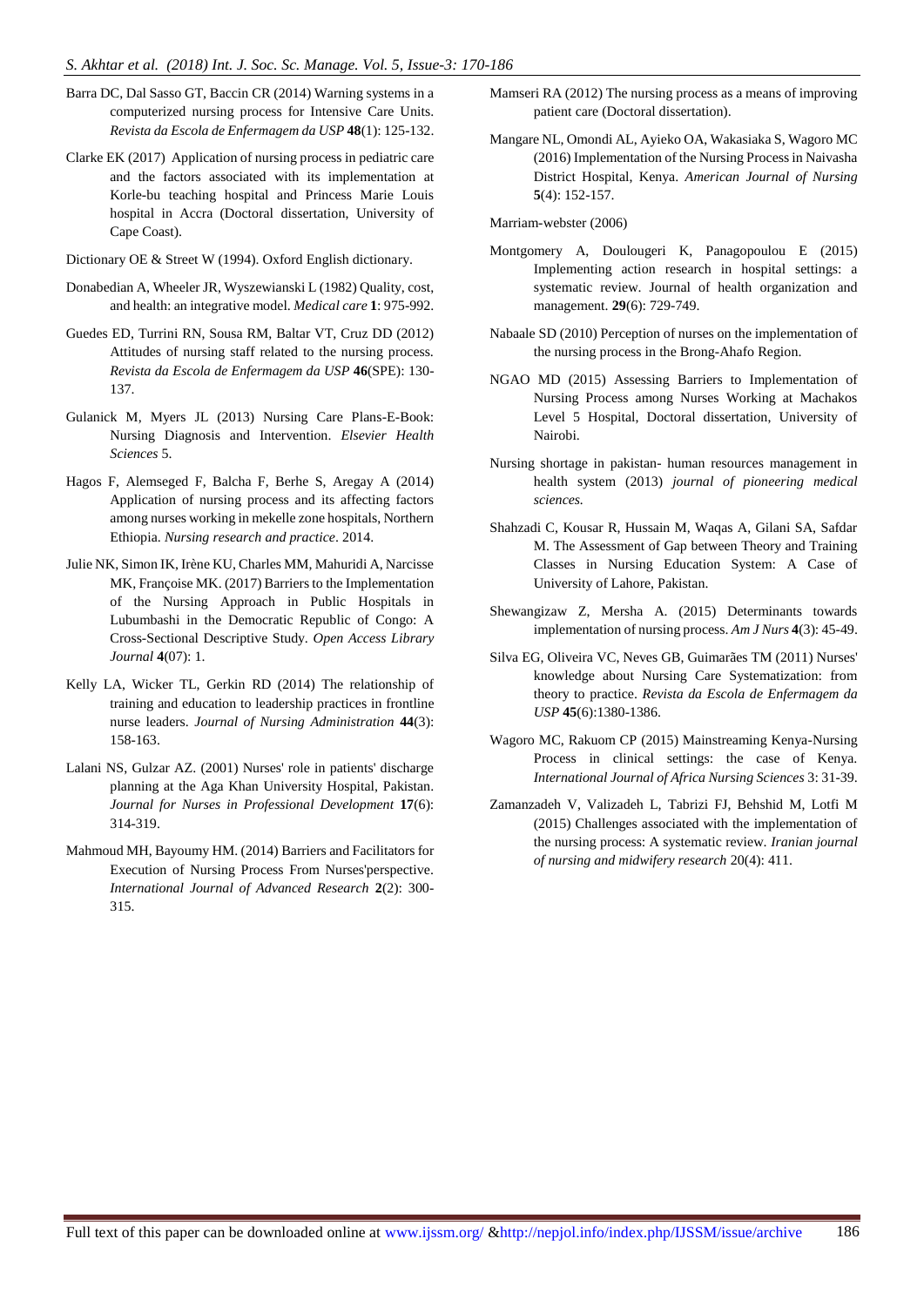Barra DC, Dal Sasso GT, Baccin CR (2014) Warning systems in a computerized nursing process for Intensive Care Units. *Revista da Escola de Enfermagem da USP* **48**(1): 125-132.

Clarke EK (2017) Application of nursing process in pediatric care and the factors associated with its implementation at Korle-bu teaching hospital and Princess Marie Louis hospital in Accra (Doctoral dissertation, University of Cape Coast).

Dictionary OE & Street W (1994). Oxford English dictionary.

Donabedian A, Wheeler JR, Wyszewianski L (1982) Quality, cost, and health: an integrative model. *Medical care* **1**: 975-992.

Guedes ED, Turrini RN, Sousa RM, Baltar VT, Cruz DD (2012) Attitudes of nursing staff related to the nursing process. *Revista da Escola de Enfermagem da USP* **46**(SPE): 130-137.

Gulanick M, Myers JL (2013) Nursing Care Plans-E-Book: Nursing Diagnosis and Intervention. *Elsevier Health Sciences* 5.

Hagos F, Alemseged F, Balcha F, Berhe S, Aregay A (2014) Application of nursing process and its affecting factors among nurses working in mekelle zone hospitals, Northern Ethiopia. *Nursing research and practice*. 2014.

Julie NK, Simon IK, Irène KU, Charles MM, Mahuridi A, Narcisse MK, Françoise MK. (2017) Barriers to the Implementation of the Nursing Approach in Public Hospitals in Lubumbashi in the Democratic Republic of Congo: A Cross-Sectional Descriptive Study. *Open Access Library Journal* **4**(07): 1.

Kelly LA, Wicker TL, Gerkin RD (2014) The relationship of training and education to leadership practices in frontline nurse leaders. *Journal of Nursing Administration* **44**(3): 158-163.

Lalani NS, Gulzar AZ. (2001) Nurses' role in patients' discharge planning at the Aga Khan University Hospital, Pakistan. *Journal for Nurses in Professional Development* **17**(6): 314-319.

Mahmoud MH, Bayoumy HM. (2014) Barriers and Facilitators for Execution of Nursing Process From Nurses'perspective. *International Journal of Advanced Research* **2**(2): 300-315.

Mamseri RA (2012) The nursing process as a means of improving patient care (Doctoral dissertation).

Mangare NL, Omondi AL, Ayieko OA, Wakasiaka S, Wagoro MC (2016) Implementation of the Nursing Process in Naivasha District Hospital, Kenya. *American Journal of Nursing* **5**(4): 152-157.

Marriam-webster (2006)

Montgomery A, Doulougeri K, Panagopoulou E (2015) Implementing action research in hospital settings: a systematic review. Journal of health organization and management. **29**(6): 729-749.

Nabaale SD (2010) Perception of nurses on the implementation of the nursing process in the Brong-Ahafo Region.

NGAO MD (2015) Assessing Barriers to Implementation of Nursing Process among Nurses Working at Machakos Level 5 Hospital, Doctoral dissertation, University of Nairobi.

Nursing shortage in pakistan- human resources management in health system (2013) *journal of pioneering medical sciences.*

Shahzadi C, Kousar R, Hussain M, Waqas A, Gilani SA, Safdar M. The Assessment of Gap between Theory and Training Classes in Nursing Education System: A Case of University of Lahore, Pakistan.

Shewangizaw Z, Mersha A. (2015) Determinants towards implementation of nursing process. *Am J Nurs* **4**(3): 45-49.

Silva EG, Oliveira VC, Neves GB, Guimarães TM (2011) Nurses' knowledge about Nursing Care Systematization: from theory to practice. *Revista da Escola de Enfermagem da USP* **45**(6):1380-1386.

Wagoro MC, Rakuom CP (2015) Mainstreaming Kenya-Nursing Process in clinical settings: the case of Kenya. *International Journal of Africa Nursing Sciences* 3: 31-39.

Zamanzadeh V, Valizadeh L, Tabrizi FJ, Behshid M, Lotfi M (2015) Challenges associated with the implementation of the nursing process: A systematic review. *Iranian journal of nursing and midwifery research* 20(4): 411.